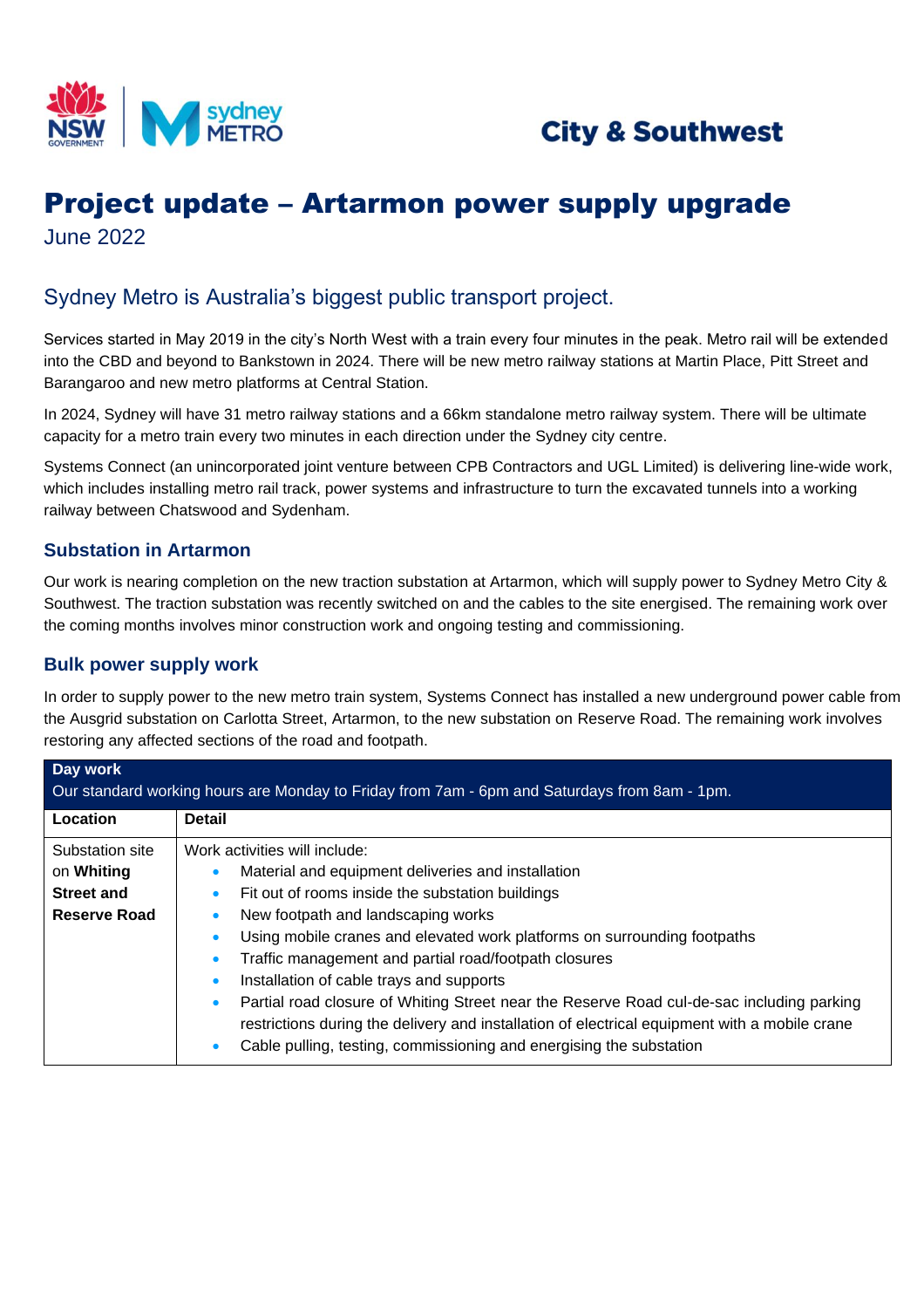City & Southwest

# Project update – Artarmon power supply upgrade

June 2022

## Sydney Metro is Australia's biggest public transport project.

Services started in May 2019 in the city's North West with a train every four minutes in the peak. Metro rail will be extended into the CBD and beyond to Bankstown in 2024. There will be new metro railway stations at Martin Place, Pitt Street and Barangaroo and new metro platforms at Central Station.

In 2024, Sydney will have 31 metro railway stations and a 66km standalone metro railway system. There will be ultimate capacity for a metro train every two minutes in each direction under the Sydney city centre.

Systems Connect (an unincorporated joint venture between CPB Contractors and UGL Limited) is delivering line-wide work, which includes installing metro rail track, power systems and infrastructure to turn the excavated tunnels into a working railway between Chatswood and Sydenham.

### Substation in Artarmon

Our work is nearing completion on the new traction substation at Artarmon, which will supply power to Sydney Metro City & Southwest. The traction substation was recently switched on and the cables to the site energised. The remaining work over the coming months involves minor construction work and ongoing testing and commissioning.

### Bulk power supply work

In order to supply power to the new metro train system, Systems Connect has installed a new underground power cable from the Ausgrid substation on Carlotta Street, Artarmon, to the new substation on Reserve Road. The remaining work involves restoring any affected sections of the road and footpath.

**Day work**

Our standard working hours are Monday to Friday from 7am - 6pm and Saturdays from 8am - 1pm.

| Location | Detail |
| --- | --- |
| Substation site on **Whiting Street and Reserve Road** | Work activities will include:<br>• Material and equipment deliveries and installation<br>• Fit out of rooms inside the substation buildings<br>• New footpath and landscaping works<br>• Using mobile cranes and elevated work platforms on surrounding footpaths<br>• Traffic management and partial road/footpath closures<br>• Installation of cable trays and supports<br>• Partial road closure of Whiting Street near the Reserve Road cul-de-sac including parking restrictions during the delivery and installation of electrical equipment with a mobile crane<br>• Cable pulling, testing, commissioning and energising the substation |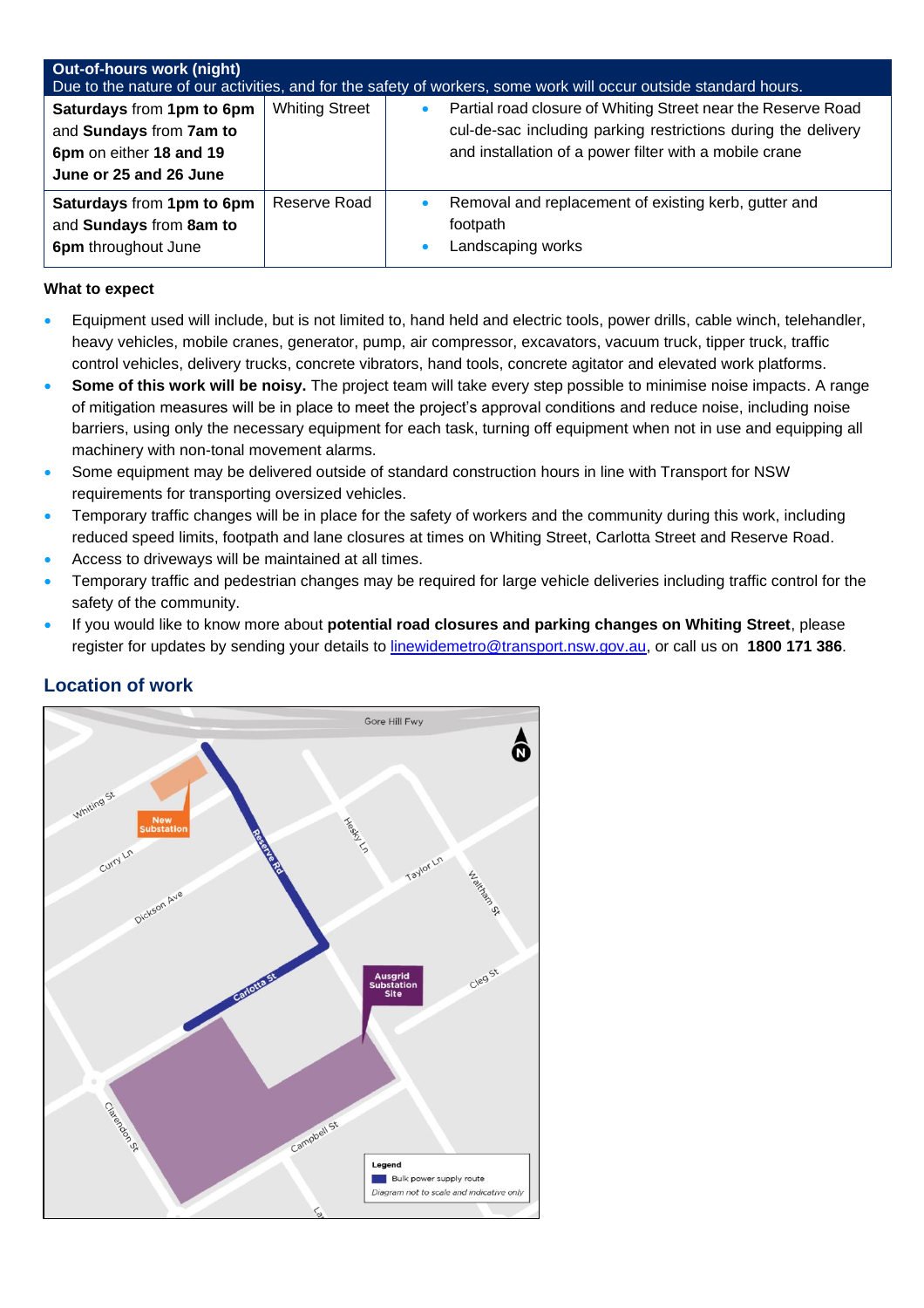| Out-of-hours work (night) Due to the nature of our activities, and for the safety of workers, some work will occur outside standard hours. | | |
|---|---|---|
| **Saturdays** from **1pm to 6pm** and **Sundays** from **7am to 6pm** on either **18 and 19 June or 25 and 26 June** | Whiting Street | • Partial road closure of Whiting Street near the Reserve Road cul-de-sac including parking restrictions during the delivery and installation of a power filter with a mobile crane |
| **Saturdays** from **1pm to 6pm** and **Sundays** from **8am to 6pm** throughout June | Reserve Road | • Removal and replacement of existing kerb, gutter and footpath<br>• Landscaping works |

**What to expect**

- Equipment used will include, but is not limited to, hand held and electric tools, power drills, cable winch, telehandler, heavy vehicles, mobile cranes, generator, pump, air compressor, excavators, vacuum truck, tipper truck, traffic control vehicles, delivery trucks, concrete vibrators, hand tools, concrete agitator and elevated work platforms.
- **Some of this work will be noisy.** The project team will take every step possible to minimise noise impacts. A range of mitigation measures will be in place to meet the project's approval conditions and reduce noise, including noise barriers, using only the necessary equipment for each task, turning off equipment when not in use and equipping all machinery with non-tonal movement alarms.
- Some equipment may be delivered outside of standard construction hours in line with Transport for NSW requirements for transporting oversized vehicles.
- Temporary traffic changes will be in place for the safety of workers and the community during this work, including reduced speed limits, footpath and lane closures at times on Whiting Street, Carlotta Street and Reserve Road.
- Access to driveways will be maintained at all times.
- Temporary traffic and pedestrian changes may be required for large vehicle deliveries including traffic control for the safety of the community.
- If you would like to know more about **potential road closures and parking changes on Whiting Street**, please register for updates by sending your details to linewidemetro@transport.nsw.gov.au, or call us on **1800 171 386**.

## Location of work

Gore Hill Fwy

Whiting St

New Substation

Curry Ln

Dickson Ave

Reserve Rd

Hesky Ln

Taylor Ln

Waltham St

Carlotta St

Ausgrid Substation Site

Cleg St

Clarendon St

Campbell St

Legend

Bulk power supply route

*Diagram not to scale and indicative only*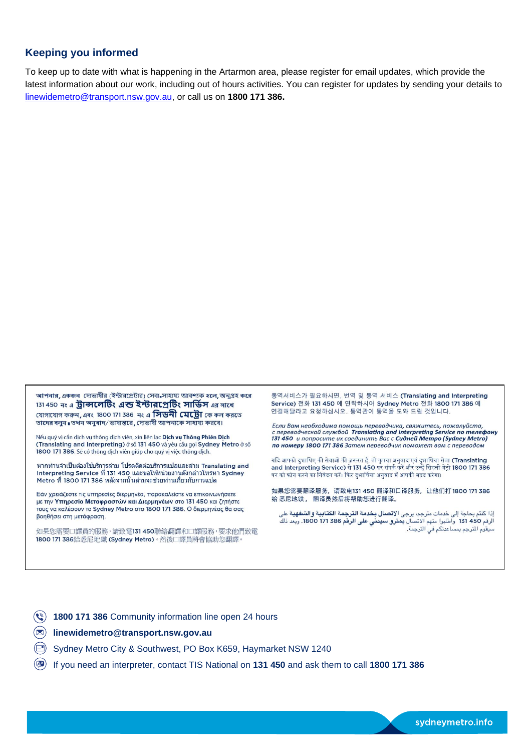## Keeping you informed

To keep up to date with what is happening in the Artarmon area, please register for email updates, which provide the latest information about our work, including out of hours activities. You can register for updates by sending your details to linewidemetro@transport.nsw.gov.au, or call us on **1800 171 386.**

আপনার, একজন দোভাষীর (ইন্টারপ্রেটার) সেবা-সাহায্য আবশ্যক হলে, অনুগ্রহ করে 131 450 নং এ **ট্রান্সলেটিং এন্ড ইন্টারপ্রেটিং সার্ভিস** এর সাথে যোগাযোগ করুন, এবং 1800 171 386 নং এ **সিডনী মেট্রো** কে কল করতে তাদের বলুন। তখন অনুবাদ/ভাষান্তরে, দোভাষী আপনাকে সাহায্য করবে।

Nếu quý vị cần dịch vụ thông dịch viên, xin liên lạc **Dịch vụ Thông Phiên Dịch (Translating and Interpreting)** ở số 131 450 và yêu cầu gọi Sydney Metro ở số 1800 171 386. Sẽ có thông dịch viên giúp cho quý vị việc thông dịch.

หากท่านจำเป็นต้องใช้บริการล่าม โปรดติดต่อบริการแปลและล่าม Translating and Interpreting Service ที่ 131 450 และขอให้หน่วยงานดังกล่าวโทรหา Sydney Metro ที่ 1800 171 386 หลังจากนั้นล่ามจะช่วยท่านเกี่ยวกับการแปล

Εάν χρειάζεστε τις υπηρεσίες διερμηνέα, παρακαλείστε να επικοινωνήσετε με την **Υπηρεσία Μεταφραστών και Διερμηνέων** στο 131 450 και ζητήστε τους να καλέσουν το Sydney Metro στο 1800 171 386. Ο διερμηνέας θα σας βοηθήσει στη μετάφραση.

如果您需要口譯員的服務，請致電131 450聯絡翻譯和口譯服務，要求他們致電1800 171 386給悉尼地鐵 (Sydney Metro)。然後口譯員將會協助您翻譯。

통역서비스가 필요하시면, 번역 및 통역 서비스 **(Translating and Interpreting Service)** 전화 131 450 에 연락하시어 Sydney Metro 전화 1800 171 386 에 연결해달라고 요청하십시오. 통역관이 통역을 도와 드릴 것입니다.

*Если Вам необходима помощь переводчика, свяжитесь, пожалуйста, с переводческой службой* ***Translating and Interpreting Service по телефону 131 450*** *и попросите их соединить Вас с* ***Сидней Метро (Sydney Metro) по номеру 1800 171 386*** *Затем переводчик поможет вам с переводом*

यदि आपको दुभाषिए की सेवाओं की ज़रूरत है, तो कृपया अनुवाद एवं दुभाषिया सेवा **(Translating and Interpreting Service)** से 131 450 पर संपर्क करें और उन्हें सिडनी मेट्रो 1800 171 386 पर को फोन करने का निवेदन करें। फिर दुभाषिया अनुवाद में आपकी मदद करेगा।

如果您需要翻译服务，请致电131 450 翻译和口译服务，让他们打 1800 171 386 给 悉尼地铁， 翻译员然后将帮助您进行翻译。

إذا كنتم بحاجة إلى خدمات مترجم، يرجى **الاتصال بخدمة الترجمة الكتابية والشفهية** على الرقم 131 450 واطلبوا منهم الاتصال **بمترو سيدني على الرقم** 1800 171 386. وبعد ذلك سيقوم المترجم بمساعدتكم في الترجمة.

**1800 171 386** Community information line open 24 hours

**linewidemetro@transport.nsw.gov.au**

Sydney Metro City & Southwest, PO Box K659, Haymarket NSW 1240

If you need an interpreter, contact TIS National on **131 450** and ask them to call **1800 171 386**

sydneymetro.info